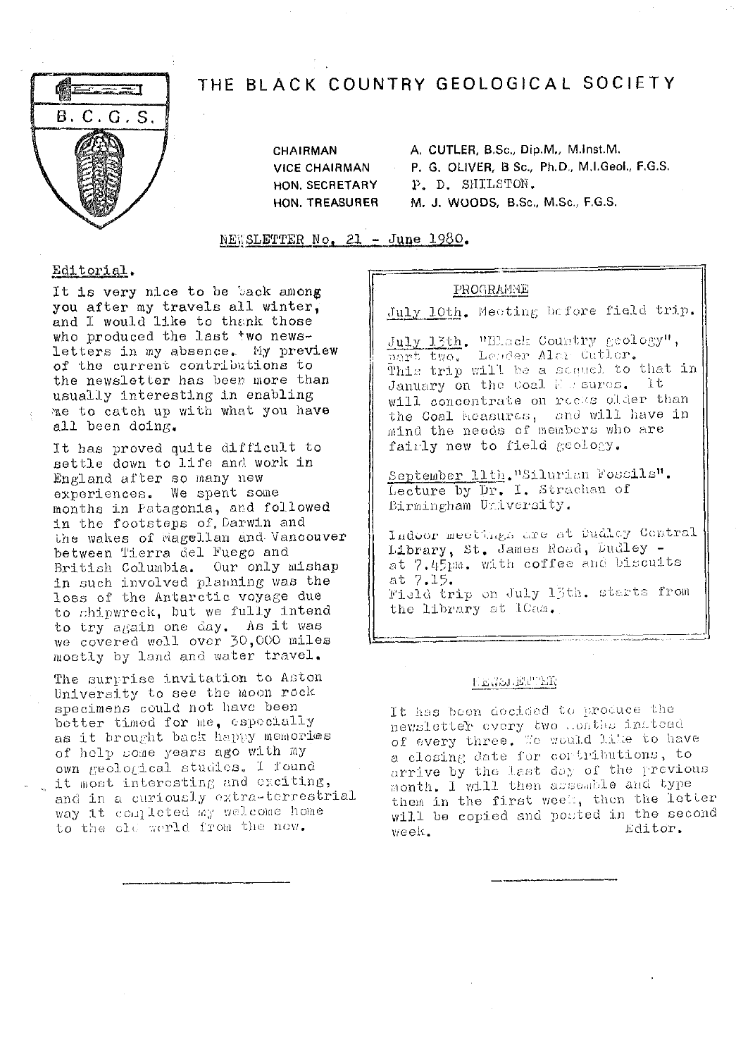# THE BLACK COUNTRY GEOLOGICAL SOCIETY

B.C.G.S.

| | |
|---|---|
| CHAIRMAN | A. CUTLER, B.Sc., Dip.M., M.Inst.M. |
| VICE CHAIRMAN | P. G. OLIVER, B Sc., Ph.D., M.I.Geol., F.G.S. |
| HON. SECRETARY | P. D. SHILSTON. |
| HON. TREASURER | M. J. WOODS, B.Sc., M.Sc., F.G.S. |

## NEWSLETTER No. 21 - June 1980.

### Editorial.

It is very nice to be back among you after my travels all winter, and I would like to thank those who produced the last two newsletters in my absence. My preview of the current contributions to the newsletter has been more than usually interesting in enabling me to catch up with what you have all been doing.

It has proved quite difficult to settle down to life and work in England after so many new experiences. We spent some months in Patagonia, and followed in the footsteps of Darwin and the wakes of Magellan and Vancouver between Tierra del Fuego and British Columbia. Our only mishap in such involved planning was the loss of the Antarctic voyage due to shipwreck, but we fully intend to try again one day. As it was we covered well over 30,000 miles mostly by land and water travel.

The surprise invitation to Aston University to see the Moon rock specimens could not have been better timed for me, especially as it brought back happy memories of help some years ago with my own geological studies. I found it most interesting and exciting, and in a curiously extra-terrestrial way it completed my welcome home to the old world from the new.

### PROGRAMME

July 10th. Meeting before field trip.

July 13th. "Black Country geology", part two. Leader Alan Cutler. This trip will be a sequel to that in January on the Coal Measures. It will concentrate on rocks older than the Coal Measures, and will have in mind the needs of members who are fairly new to field geology.

September 11th. "Silurian Fossils". Lecture by Dr. I. Strachan of Birmingham University.

Indoor meetings are at Dudley Central Library, St. James Road, Dudley - at 7.45pm. with coffee and biscuits at 7.15.
Field trip on July 13th. starts from the library at 10am.

### NEWSLETTER

It has been decided to produce the newsletter every two months instead of every three. We would like to have a closing date for contributions, to arrive by the last day of the previous month. I will then assemble and type them in the first week, then the letter will be copied and posted in the second week.

Editor.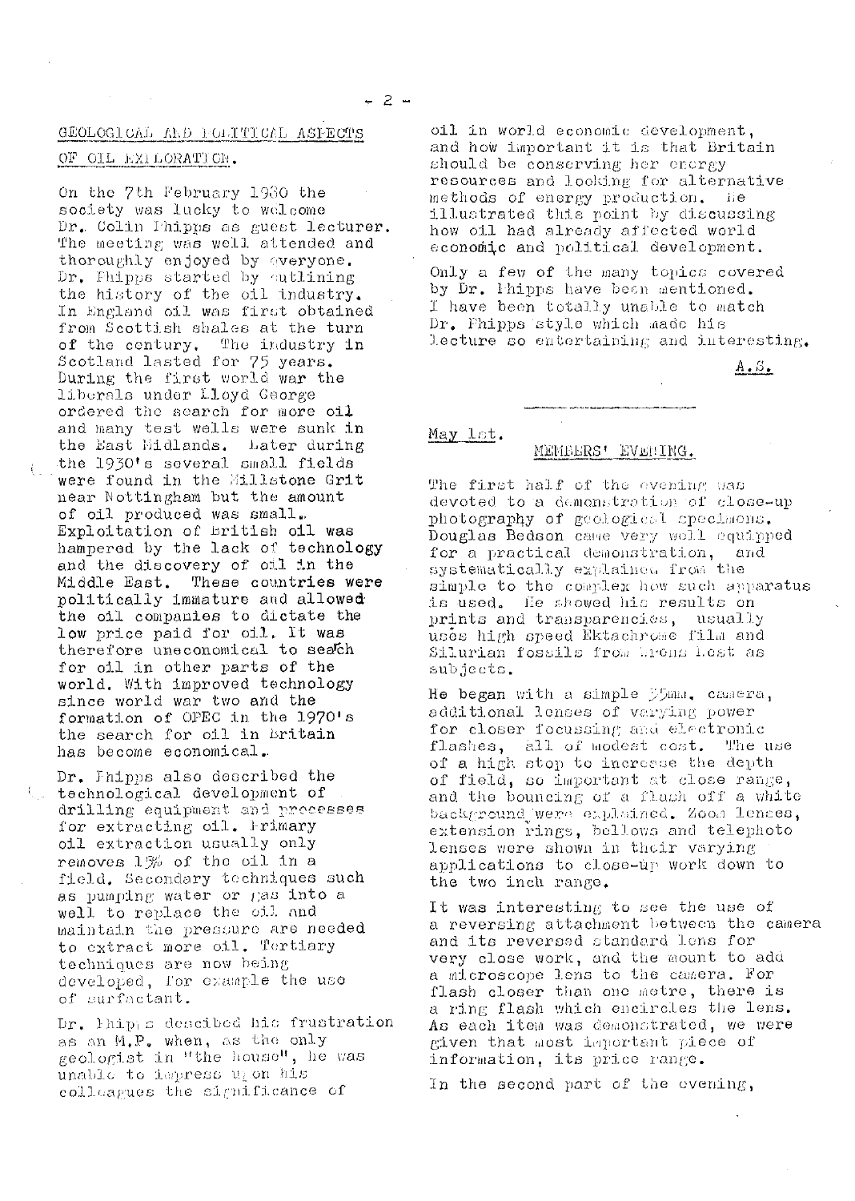## GEOLOGICAL AND POLITICAL ASPECTS OF OIL EXPLORATION.

On the 7th February 1980 the society was lucky to welcome Dr. Colin Phipps as guest lecturer. The meeting was well attended and thoroughly enjoyed by everyone. Dr. Phipps started by outlining the history of the oil industry. In England oil was first obtained from Scottish shales at the turn of the century. The industry in Scotland lasted for 75 years. During the first world war the liberals under Lloyd George ordered the search for more oil and many test wells were sunk in the East Midlands. Later during the 1930's several small fields were found in the Millstone Grit near Nottingham but the amount of oil produced was small. Exploitation of British oil was hampered by the lack of technology and the discovery of oil in the Middle East. These countries were politically immature and allowed the oil companies to dictate the low price paid for oil. It was therefore uneconomical to search for oil in other parts of the world. With improved technology since world war two and the formation of OPEC in the 1970's the search for oil in Britain has become economical.

Dr. Phipps also described the technological development of drilling equipment and processes for extracting oil. Primary oil extraction usually only removes 15% of the oil in a field. Secondary techniques such as pumping water or gas into a well to replace the oil and maintain the pressure are needed to extract more oil. Tertiary techniques are now being developed, for example the use of surfactant.

Dr. Phipps descibed his frustration as an M.P. when, as the only geologist in "the house", he was unable to impress upon his colleagues the significance of oil in world economic development, and how important it is that Britain should be conserving her energy resources and looking for alternative methods of energy production. He illustrated this point by discussing how oil had already affected world economic and political development.

Only a few of the many topics covered by Dr. Phipps have been mentioned. I have been totally unable to match Dr. Phipps style which made his lecture so entertaining and interesting.

A.S.

---

May 1st.

## MEMBERS' EVENING.

The first half of the evening was devoted to a demonstration of close-up photography of geological specimens. Douglas Bedson came very well equipped for a practical demonstration, and systematically explained from the simple to the complex how such apparatus is used. He showed his results on prints and transparencies, usually uses high speed Ektachrome film and Silurian fossils from Wrens Nest as subjects.

He began with a simple 35mm. camera, additional lenses of varying power for closer focussing and electronic flashes, all of modest cost. The use of a high stop to increase the depth of field, so important at close range, and the bouncing of a flash off a white background were explained. Zoom lenses, extension rings, bellows and telephoto lenses were shown in their varying applications to close-up work down to the two inch range.

It was interesting to see the use of a reversing attachment between the camera and its reversed standard lens for very close work, and the mount to add a microscope lens to the camera. For flash closer than one metre, there is a ring flash which encircles the lens. As each item was demonstrated, we were given that most important piece of information, its price range.

In the second part of the evening,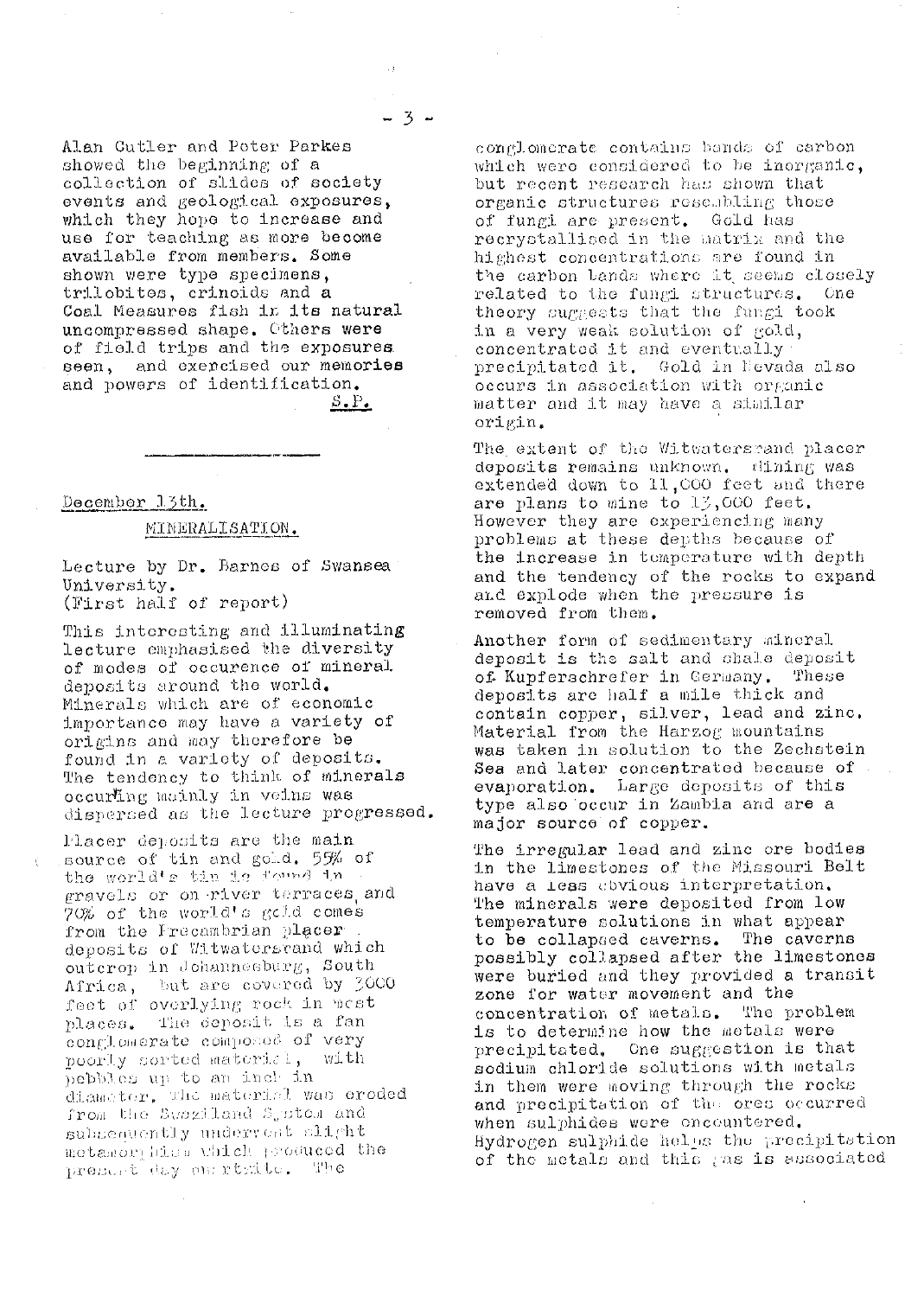Alan Cutler and Peter Parkes showed the beginning of a collection of slides of society events and geological exposures, which they hope to increase and use for teaching as more become available from members. Some shown were type specimens, trilobites, crinoids and a Coal Measures fish in its natural uncompressed shape. Others were of field trips and the exposures seen, and exercised our memories and powers of identification.

S.P.

---

December 13th.

MINERALISATION.

Lecture by Dr. Barnes of Swansea University.
(First half of report)

This interesting and illuminating lecture emphasised the diversity of modes of occurence of mineral deposits around the world. Minerals which are of economic importance may have a variety of origins and may therefore be found in a variety of deposits. The tendency to think of minerals occurring mainly in veins was dispersed as the lecture progressed.

Placer deposits are the main source of tin and gold. 55% of the world's tin is found in gravels or on river terraces and 70% of the world's gold comes from the Precambrian placer deposits of Witwatersrand which outcrop in Johannesburg, South Africa, but are covered by 3000 feet of overlying rock in most places. The deposit is a fan conglomerate composed of very poorly sorted material, with pebbles up to an inch in diameter. The material was eroded from the Swaziland System and subsequently underwent slight metamorphism which produced the present day quartzite. The conglomerate contains bands of carbon which were considered to be inorganic, but recent research has shown that organic structures resembling those of fungi are present. Gold has recrystallised in the matrix and the highest concentrations are found in the carbon bands where it seems closely related to the fungi structures. One theory suggests that the fungi took in a very weak solution of gold, concentrated it and eventually precipitated it. Gold in Nevada also occurs in association with organic matter and it may have a similar origin.

The extent of the Witwatersrand placer deposits remains unknown. Mining was extended down to 11,000 feet and there are plans to mine to 13,000 feet. However they are experiencing many problems at these depths because of the increase in temperature with depth and the tendency of the rocks to expand and explode when the pressure is removed from them.

Another form of sedimentary mineral deposit is the salt and shale deposit of Kupferschrefer in Germany. These deposits are half a mile thick and contain copper, silver, lead and zinc. Material from the Harzog mountains was taken in solution to the Zechstein Sea and later concentrated because of evaporation. Large deposits of this type also occur in Zambia and are a major source of copper.

The irregular lead and zinc ore bodies in the limestones of the Missouri Belt have a less obvious interpretation. The minerals were deposited from low temperature solutions in what appear to be collapsed caverns. The caverns possibly collapsed after the limestones were buried and they provided a transit zone for water movement and the concentration of metals. The problem is to determine how the metals were precipitated. One suggestion is that sodium chloride solutions with metals in them were moving through the rocks and precipitation of the ores occurred when sulphides were encountered. Hydrogen sulphide helps the precipitation of the metals and this gas is associated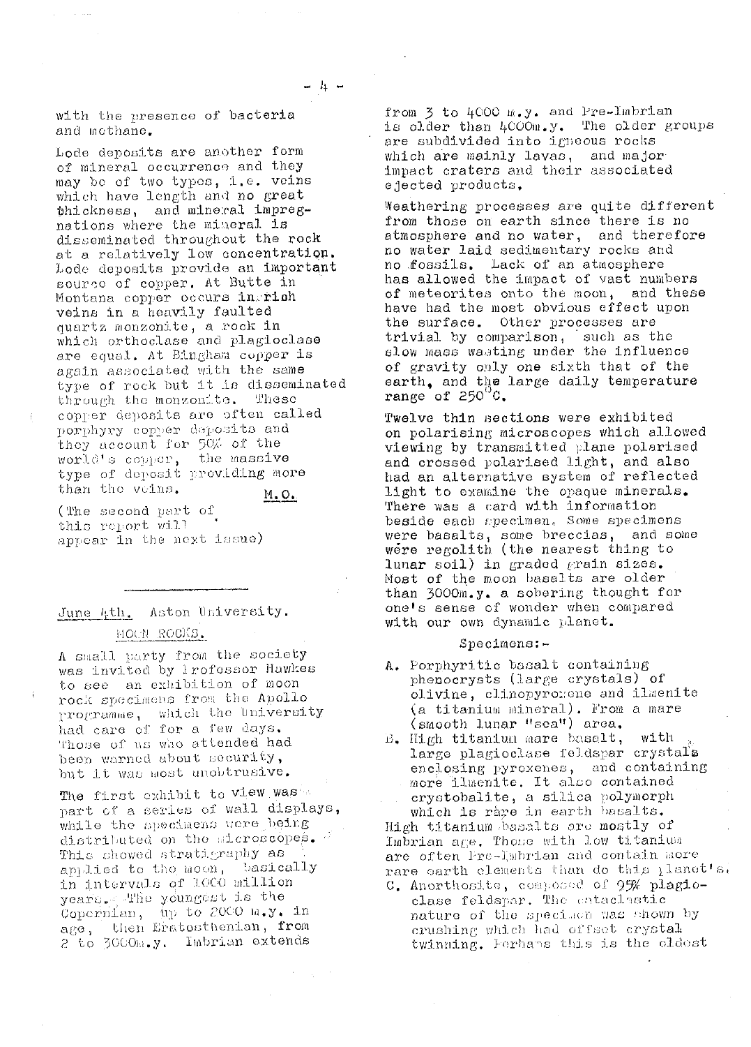with the presence of bacteria and methane.

Lode deposits are another form of mineral occurrence and they may be of two types, i.e. veins which have length and no great thickness, and mineral impregnations where the mineral is disseminated throughout the rock at a relatively low concentration. Lode deposits provide an important source of copper. At Butte in Montana copper occurs in rich veins in a heavily faulted quartz monzonite, a rock in which orthoclase and plagioclase are equal. At Bingham copper is again associated with the same type of rock but it is disseminated through the monzonite. These copper deposits are often called porphyry copper deposits and they account for 50% of the world's copper, the massive type of deposit providing more than the veins.

M.O.

(The second part of this report will appear in the next issue)

---

June 4th. Aston University.

MOON ROCKS.

A small party from the society was invited by Professor Hawkes to see an exhibition of moon rock specimens from the Apollo programme, which the University had care of for a few days. Those of us who attended had been warned about security, but it was most unobtrusive.

The first exhibit to view was part of a series of wall displays, while the specimens were being distributed on the microscopes. This showed stratigraphy as applied to the moon, basically in intervals of 1000 million years. The youngest is the Copernian, up to 2000 m.y. in age, then Eratosthenian, from 2 to 3000m.y. Imbrian extends from 3 to 4000 m.y. and Pre-Imbrian is older than 4000m.y. The older groups are subdivided into igneous rocks which are mainly lavas, and major impact craters and their associated ejected products.

Weathering processes are quite different from those on earth since there is no atmosphere and no water, and therefore no water laid sedimentary rocks and no fossils. Lack of an atmosphere has allowed the impact of vast numbers of meteorites onto the moon, and these have had the most obvious effect upon the surface. Other processes are trivial by comparison, such as the slow mass wasting under the influence of gravity only one sixth that of the earth, and the large daily temperature range of 250°C.

Twelve thin sections were exhibited on polarising microscopes which allowed viewing by transmitted plane polarised and crossed polarised light, and also had an alternative system of reflected light to examine the opaque minerals. There was a card with information beside each specimen. Some specimens were basalts, some breccias, and some were regolith (the nearest thing to lunar soil) in graded grain sizes. Most of the moon basalts are older than 3000m.y. a sobering thought for one's sense of wonder when compared with our own dynamic planet.

Specimens:-

A. Porphyritic basalt containing phenocrysts (large crystals) of olivine, clinopyroxene and ilmenite (a titanium mineral). From a mare (smooth lunar "sea") area.

B. High titanium mare basalt, with large plagioclase feldspar crystals enclosing pyroxenes, and containing more ilmenite. It also contained crystobalite, a silica polymorph which is rare in earth basalts.

High titanium basalts are mostly of Imbrian age. Those with low titanium are often Pre-Imbrian and contain more rare earth elements than do this planet's.

C. Anorthosite, composed of 95% plagioclase feldspar. The cataclastic nature of the specimen was shown by crushing which had offset crystal twinning. Perhaps this is the oldest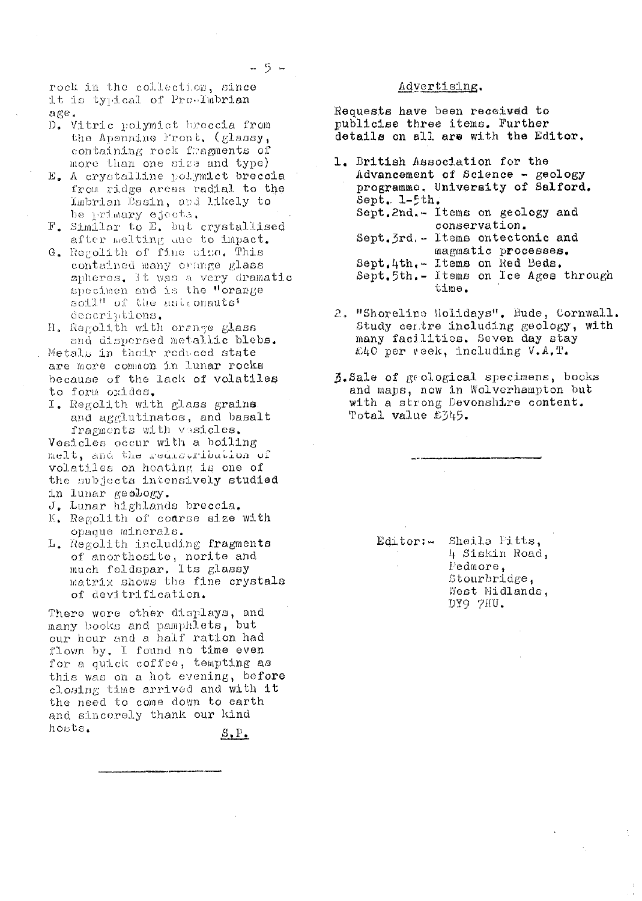rock in the collection, since it is typical of Pre-Imbrian age.

D. Vitric polymict breccia from the Apennine Front. (glassy, containing rock fragments of more than one size and type)
E. A crystalline polymict breccia from ridge areas radial to the Imbrian Basin, and likely to be primary ejecta.
F. Similar to E. but crystallised after melting due to impact.
G. Regolith of fine size. This contained many orange glass spheres. It was a very dramatic specimen and is the "orange soil" of the astronauts' descriptions.
H. Regolith with orange glass and dispersed metallic blebs.

Metals in their reduced state are more common in lunar rocks because of the lack of volatiles to form oxides.

I. Regolith with glass grains and agglutinates, and basalt fragments with vesicles.

Vesicles occur with a boiling melt, and the redistribution of volatiles on heating is one of the subjects intensively studied in lunar geology.

J. Lunar highlands breccia.
K. Regolith of coarse size with opaque minerals.
L. Regolith including fragments of anorthosite, norite and much feldspar. Its glassy matrix shows the fine crystals of devitrification.

There were other displays, and many books and pamphlets, but our hour and a half ration had flown by. I found no time even for a quick coffee, tempting as this was on a hot evening, before closing time arrived and with it the need to come down to earth and sincerely thank our kind hosts.

S.P.

---

## Advertising.

Requests have been received to publicise three items. Further details on all are with the Editor.

1. British Association for the Advancement of Science - geology programme. University of Salford. Sept. 1-5th.
   - Sept.2nd.- Items on geology and conservation.
   - Sept.3rd.- Items on tectonic and magmatic processes.
   - Sept.4th.- Items on Red Beds.
   - Sept.5th.- Items on Ice Ages through time.

2. "Shoreline Holidays". Bude, Cornwall. Study centre including geology, with many facilities. Seven day stay £40 per week, including V.A.T.

3. Sale of geological specimens, books and maps, now in Wolverhampton but with a strong Devonshire content. Total value £345.

---

Editor:- Sheila Pitts,
4 Siskin Road,
Pedmore,
Stourbridge,
West Midlands,
DY9 7HU.